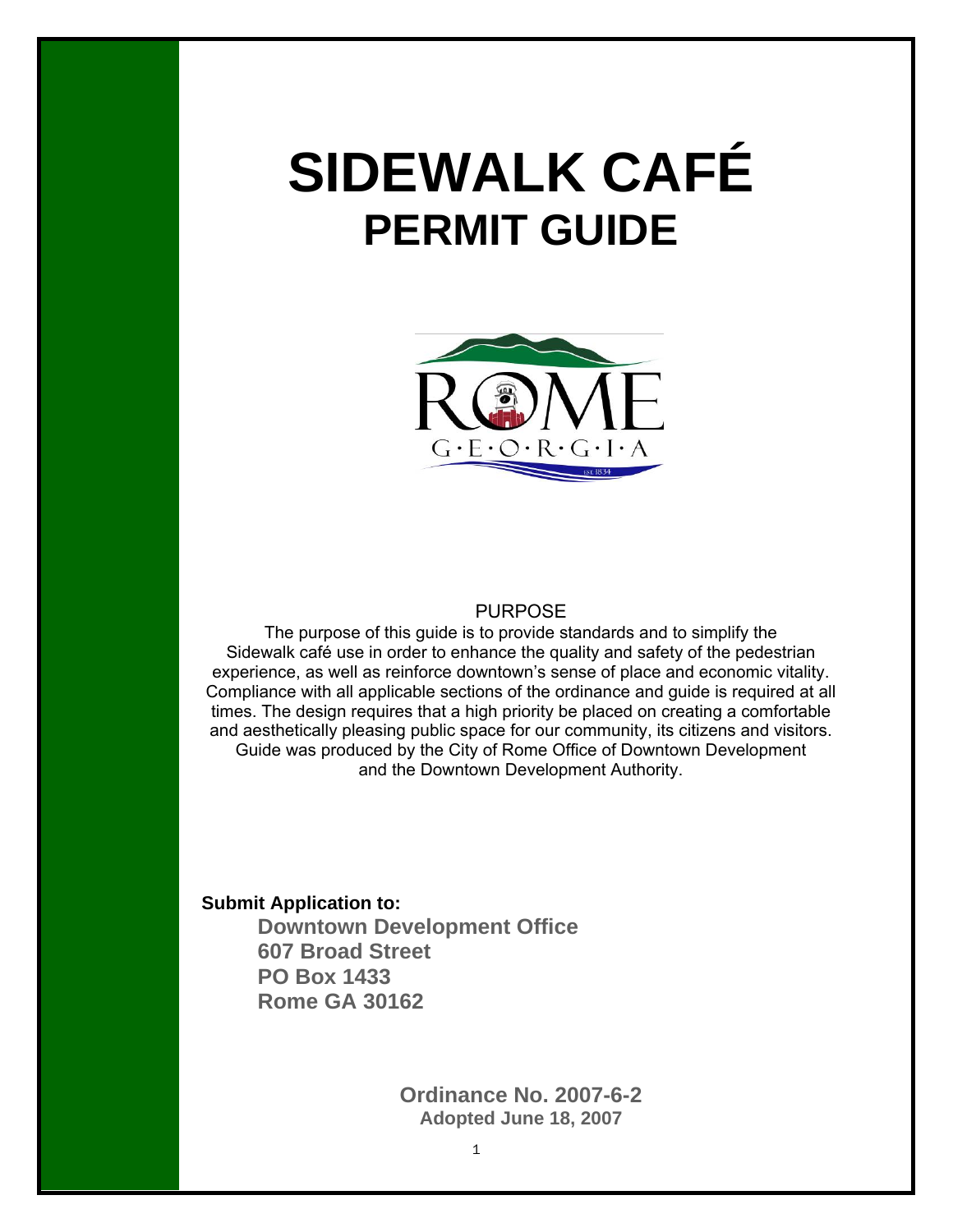# SIDEWALK CAFÉ

## PERMIT GUIDE

PURPOSE

The purpose of this guide is to provide standards and to simplify the Sidewalk café use in order to enhance the quality and safety of the pedestrian experience, as well as reinforce downtown's sense of place and economic vitality. Compliance with all applicable sections of the ordinance and guide is required at all times. The design requires that a high priority be placed on creating a comfortable and aesthetically pleasing public space for our community, its citizens and visitors. Guide was produced by the City of Rome Office of Downtown Development and the Downtown Development Authority.

**Submit Application to:**

**Downtown Development Office**
**607 Broad Street**
**PO Box 1433**
**Rome GA 30162**

**Ordinance No. 2007-6-2**
**Adopted June 18, 2007**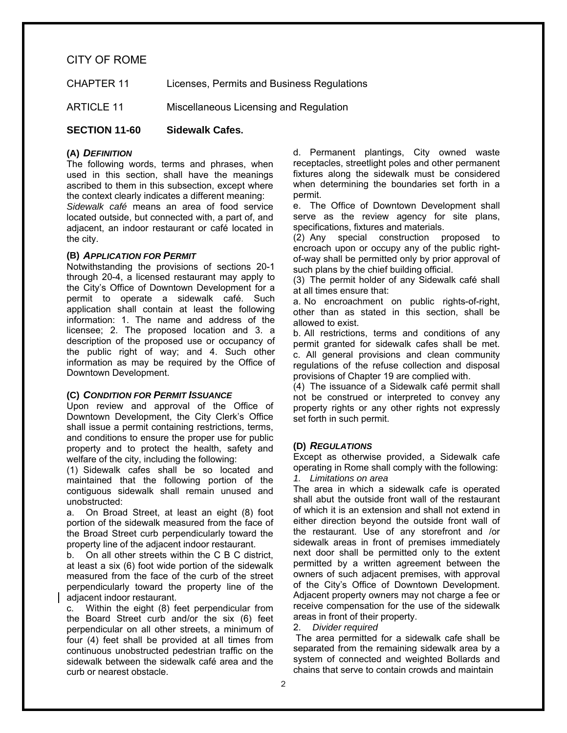CITY OF ROME

CHAPTER 11 Licenses, Permits and Business Regulations

ARTICLE 11 Miscellaneous Licensing and Regulation

## SECTION 11-60 Sidewalk Cafes.

### (A) *DEFINITION*

The following words, terms and phrases, when used in this section, shall have the meanings ascribed to them in this subsection, except where the context clearly indicates a different meaning:

*Sidewalk café* means an area of food service located outside, but connected with, a part of, and adjacent, an indoor restaurant or café located in the city.

### (B) *APPLICATION FOR PERMIT*

Notwithstanding the provisions of sections 20-1 through 20-4, a licensed restaurant may apply to the City's Office of Downtown Development for a permit to operate a sidewalk café. Such application shall contain at least the following information: 1. The name and address of the licensee; 2. The proposed location and 3. a description of the proposed use or occupancy of the public right of way; and 4. Such other information as may be required by the Office of Downtown Development.

### (C) *CONDITION FOR PERMIT ISSUANCE*

Upon review and approval of the Office of Downtown Development, the City Clerk's Office shall issue a permit containing restrictions, terms, and conditions to ensure the proper use for public property and to protect the health, safety and welfare of the city, including the following:

(1) Sidewalk cafes shall be so located and maintained that the following portion of the contiguous sidewalk shall remain unused and unobstructed:

a. On Broad Street, at least an eight (8) foot portion of the sidewalk measured from the face of the Broad Street curb perpendicularly toward the property line of the adjacent indoor restaurant.

b. On all other streets within the C B C district, at least a six (6) foot wide portion of the sidewalk measured from the face of the curb of the street perpendicularly toward the property line of the adjacent indoor restaurant.

c. Within the eight (8) feet perpendicular from the Board Street curb and/or the six (6) feet perpendicular on all other streets, a minimum of four (4) feet shall be provided at all times from continuous unobstructed pedestrian traffic on the sidewalk between the sidewalk café area and the curb or nearest obstacle.

d. Permanent plantings, City owned waste receptacles, streetlight poles and other permanent fixtures along the sidewalk must be considered when determining the boundaries set forth in a permit.

e. The Office of Downtown Development shall serve as the review agency for site plans, specifications, fixtures and materials.

(2) Any special construction proposed to encroach upon or occupy any of the public right-of-way shall be permitted only by prior approval of such plans by the chief building official.

(3) The permit holder of any Sidewalk café shall at all times ensure that:

a. No encroachment on public rights-of-right, other than as stated in this section, shall be allowed to exist.

b. All restrictions, terms and conditions of any permit granted for sidewalk cafes shall be met.

c. All general provisions and clean community regulations of the refuse collection and disposal provisions of Chapter 19 are complied with.

(4) The issuance of a Sidewalk café permit shall not be construed or interpreted to convey any property rights or any other rights not expressly set forth in such permit.

### (D) *REGULATIONS*

Except as otherwise provided, a Sidewalk cafe operating in Rome shall comply with the following:

*1. Limitations on area*

The area in which a sidewalk cafe is operated shall abut the outside front wall of the restaurant of which it is an extension and shall not extend in either direction beyond the outside front wall of the restaurant. Use of any storefront and /or sidewalk areas in front of premises immediately next door shall be permitted only to the extent permitted by a written agreement between the owners of such adjacent premises, with approval of the City's Office of Downtown Development. Adjacent property owners may not charge a fee or receive compensation for the use of the sidewalk areas in front of their property.

2. *Divider required*

The area permitted for a sidewalk cafe shall be separated from the remaining sidewalk area by a system of connected and weighted Bollards and chains that serve to contain crowds and maintain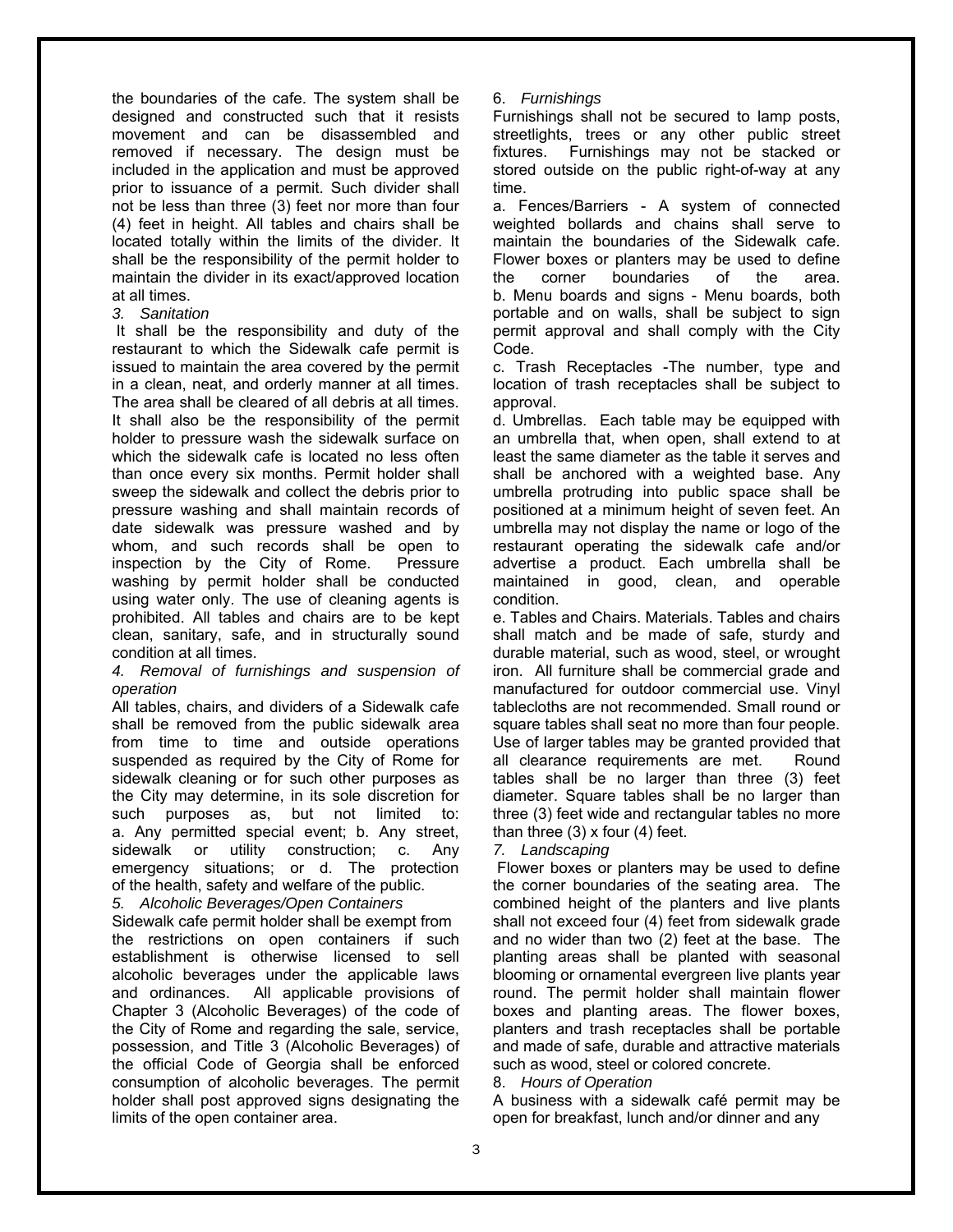the boundaries of the cafe. The system shall be designed and constructed such that it resists movement and can be disassembled and removed if necessary. The design must be included in the application and must be approved prior to issuance of a permit. Such divider shall not be less than three (3) feet nor more than four (4) feet in height. All tables and chairs shall be located totally within the limits of the divider. It shall be the responsibility of the permit holder to maintain the divider in its exact/approved location at all times.

*3. Sanitation*

It shall be the responsibility and duty of the restaurant to which the Sidewalk cafe permit is issued to maintain the area covered by the permit in a clean, neat, and orderly manner at all times. The area shall be cleared of all debris at all times. It shall also be the responsibility of the permit holder to pressure wash the sidewalk surface on which the sidewalk cafe is located no less often than once every six months. Permit holder shall sweep the sidewalk and collect the debris prior to pressure washing and shall maintain records of date sidewalk was pressure washed and by whom, and such records shall be open to inspection by the City of Rome. Pressure washing by permit holder shall be conducted using water only. The use of cleaning agents is prohibited. All tables and chairs are to be kept clean, sanitary, safe, and in structurally sound condition at all times.

*4. Removal of furnishings and suspension of operation*

All tables, chairs, and dividers of a Sidewalk cafe shall be removed from the public sidewalk area from time to time and outside operations suspended as required by the City of Rome for sidewalk cleaning or for such other purposes as the City may determine, in its sole discretion for such purposes as, but not limited to: a. Any permitted special event; b. Any street, sidewalk or utility construction; c. Any emergency situations; or d. The protection of the health, safety and welfare of the public.

*5. Alcoholic Beverages/Open Containers*

Sidewalk cafe permit holder shall be exempt from the restrictions on open containers if such establishment is otherwise licensed to sell alcoholic beverages under the applicable laws and ordinances. All applicable provisions of Chapter 3 (Alcoholic Beverages) of the code of the City of Rome and regarding the sale, service, possession, and Title 3 (Alcoholic Beverages) of the official Code of Georgia shall be enforced consumption of alcoholic beverages. The permit holder shall post approved signs designating the limits of the open container area.

6. *Furnishings*

Furnishings shall not be secured to lamp posts, streetlights, trees or any other public street fixtures. Furnishings may not be stacked or stored outside on the public right-of-way at any time.

a. Fences/Barriers - A system of connected weighted bollards and chains shall serve to maintain the boundaries of the Sidewalk cafe. Flower boxes or planters may be used to define the corner boundaries of the area.

b. Menu boards and signs - Menu boards, both portable and on walls, shall be subject to sign permit approval and shall comply with the City Code.

c. Trash Receptacles -The number, type and location of trash receptacles shall be subject to approval.

d. Umbrellas. Each table may be equipped with an umbrella that, when open, shall extend to at least the same diameter as the table it serves and shall be anchored with a weighted base. Any umbrella protruding into public space shall be positioned at a minimum height of seven feet. An umbrella may not display the name or logo of the restaurant operating the sidewalk cafe and/or advertise a product. Each umbrella shall be maintained in good, clean, and operable condition.

e. Tables and Chairs. Materials. Tables and chairs shall match and be made of safe, sturdy and durable material, such as wood, steel, or wrought iron. All furniture shall be commercial grade and manufactured for outdoor commercial use. Vinyl tablecloths are not recommended. Small round or square tables shall seat no more than four people. Use of larger tables may be granted provided that all clearance requirements are met. Round tables shall be no larger than three (3) feet diameter. Square tables shall be no larger than three (3) feet wide and rectangular tables no more than three (3) x four (4) feet.

*7. Landscaping*

Flower boxes or planters may be used to define the corner boundaries of the seating area. The combined height of the planters and live plants shall not exceed four (4) feet from sidewalk grade and no wider than two (2) feet at the base. The planting areas shall be planted with seasonal blooming or ornamental evergreen live plants year round. The permit holder shall maintain flower boxes and planting areas. The flower boxes, planters and trash receptacles shall be portable and made of safe, durable and attractive materials such as wood, steel or colored concrete.

8. *Hours of Operation*

A business with a sidewalk café permit may be open for breakfast, lunch and/or dinner and any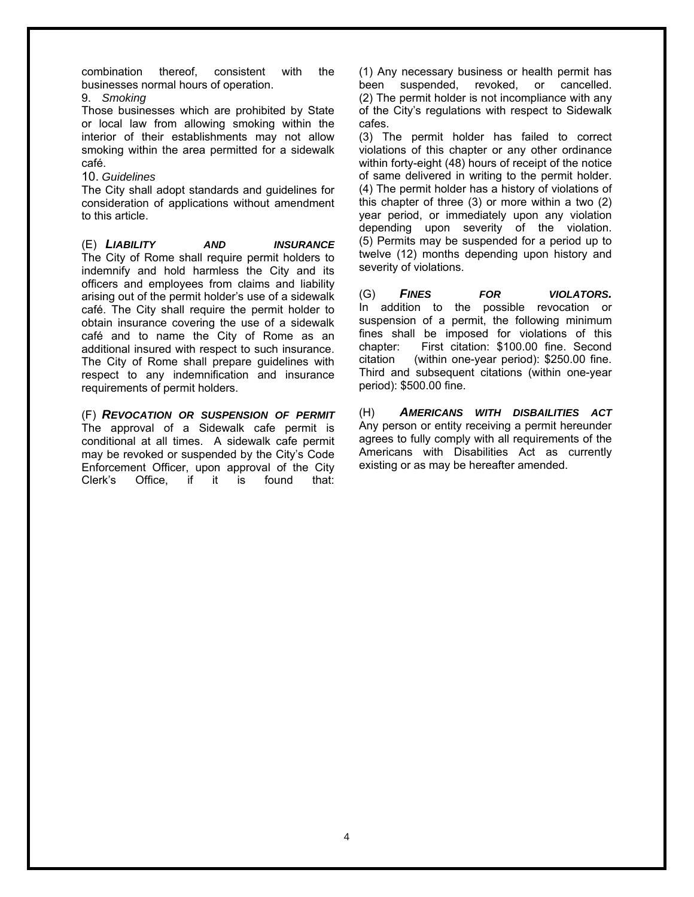combination thereof, consistent with the businesses normal hours of operation.

9. *Smoking*

Those businesses which are prohibited by State or local law from allowing smoking within the interior of their establishments may not allow smoking within the area permitted for a sidewalk café.

10. *Guidelines*

The City shall adopt standards and guidelines for consideration of applications without amendment to this article.

(E) ***LIABILITY AND INSURANCE***

The City of Rome shall require permit holders to indemnify and hold harmless the City and its officers and employees from claims and liability arising out of the permit holder's use of a sidewalk café. The City shall require the permit holder to obtain insurance covering the use of a sidewalk café and to name the City of Rome as an additional insured with respect to such insurance. The City of Rome shall prepare guidelines with respect to any indemnification and insurance requirements of permit holders.

(F) ***REVOCATION OR SUSPENSION OF PERMIT***

The approval of a Sidewalk cafe permit is conditional at all times. A sidewalk cafe permit may be revoked or suspended by the City's Code Enforcement Officer, upon approval of the City Clerk's Office, if it is found that:

(1) Any necessary business or health permit has been suspended, revoked, or cancelled.
(2) The permit holder is not incompliance with any of the City's regulations with respect to Sidewalk cafes.
(3) The permit holder has failed to correct violations of this chapter or any other ordinance within forty-eight (48) hours of receipt of the notice of same delivered in writing to the permit holder.
(4) The permit holder has a history of violations of this chapter of three (3) or more within a two (2) year period, or immediately upon any violation depending upon severity of the violation.
(5) Permits may be suspended for a period up to twelve (12) months depending upon history and severity of violations.

(G) ***FINES FOR VIOLATORS.***

In addition to the possible revocation or suspension of a permit, the following minimum fines shall be imposed for violations of this chapter: First citation: $100.00 fine. Second citation (within one-year period): $250.00 fine. Third and subsequent citations (within one-year period): $500.00 fine.

(H) ***AMERICANS WITH DISBAILITIES ACT***

Any person or entity receiving a permit hereunder agrees to fully comply with all requirements of the Americans with Disabilities Act as currently existing or as may be hereafter amended.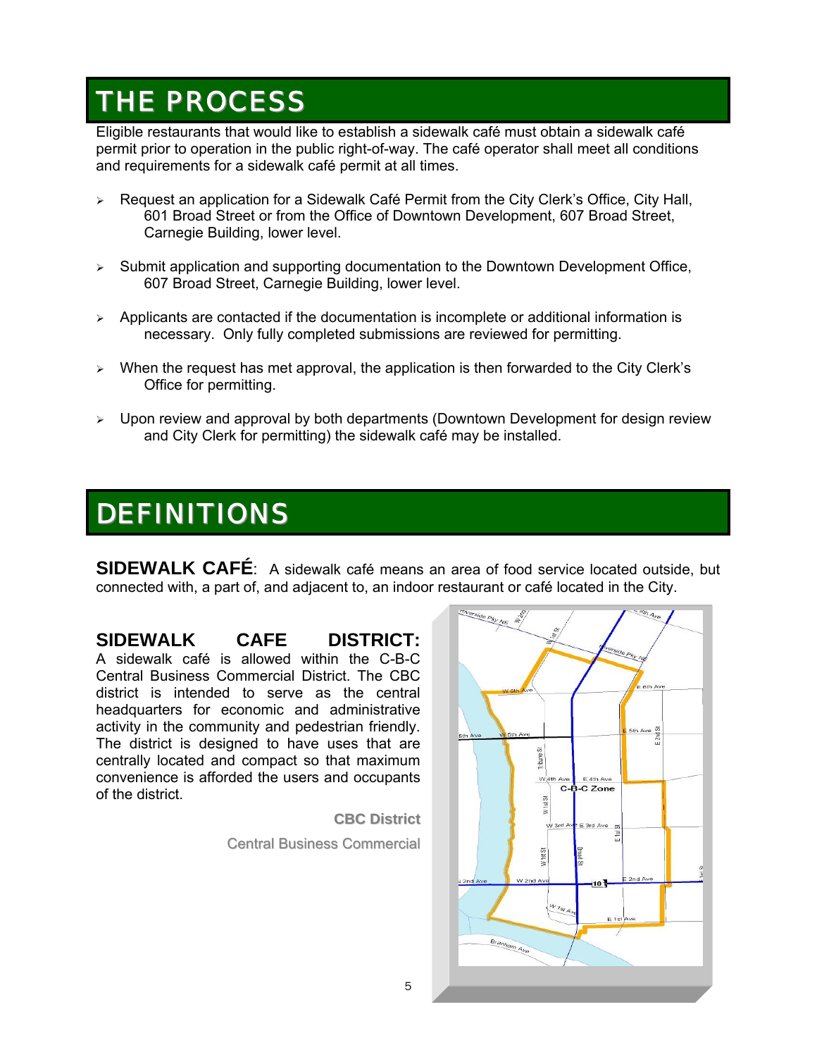# THE PROCESS

Eligible restaurants that would like to establish a sidewalk café must obtain a sidewalk café permit prior to operation in the public right-of-way. The café operator shall meet all conditions and requirements for a sidewalk café permit at all times.

- Request an application for a Sidewalk Café Permit from the City Clerk's Office, City Hall, 601 Broad Street or from the Office of Downtown Development, 607 Broad Street, Carnegie Building, lower level.
- Submit application and supporting documentation to the Downtown Development Office, 607 Broad Street, Carnegie Building, lower level.
- Applicants are contacted if the documentation is incomplete or additional information is necessary. Only fully completed submissions are reviewed for permitting.
- When the request has met approval, the application is then forwarded to the City Clerk's Office for permitting.
- Upon review and approval by both departments (Downtown Development for design review and City Clerk for permitting) the sidewalk café may be installed.

# DEFINITIONS

**SIDEWALK CAFÉ**: A sidewalk café means an area of food service located outside, but connected with, a part of, and adjacent to, an indoor restaurant or café located in the City.

**SIDEWALK CAFE DISTRICT:** A sidewalk café is allowed within the C-B-C Central Business Commercial District. The CBC district is intended to serve as the central headquarters for economic and administrative activity in the community and pedestrian friendly. The district is designed to have uses that are centrally located and compact so that maximum convenience is afforded the users and occupants of the district.

**CBC District**

Central Business Commercial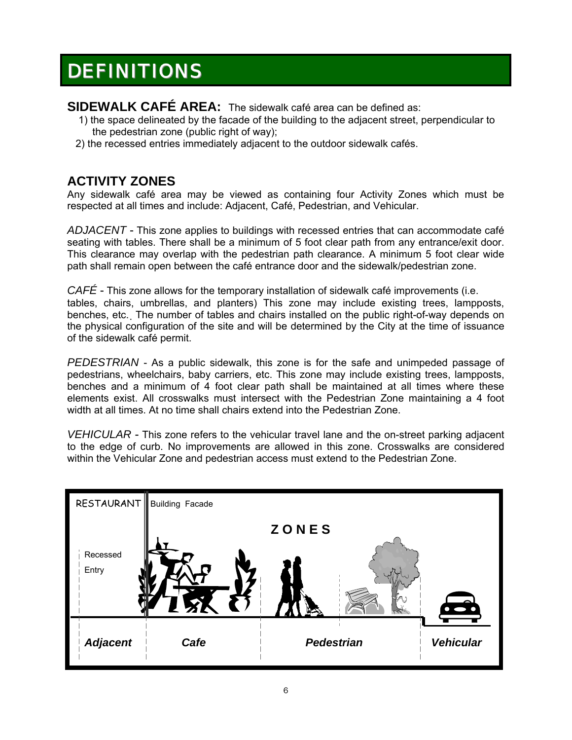# DEFINITIONS

**SIDEWALK CAFÉ AREA:** The sidewalk café area can be defined as:

1) the space delineated by the facade of the building to the adjacent street, perpendicular to the pedestrian zone (public right of way);
2) the recessed entries immediately adjacent to the outdoor sidewalk cafés.

## ACTIVITY ZONES

Any sidewalk café area may be viewed as containing four Activity Zones which must be respected at all times and include: Adjacent, Café, Pedestrian, and Vehicular.

*ADJACENT* - This zone applies to buildings with recessed entries that can accommodate café seating with tables. There shall be a minimum of 5 foot clear path from any entrance/exit door. This clearance may overlap with the pedestrian path clearance. A minimum 5 foot clear wide path shall remain open between the café entrance door and the sidewalk/pedestrian zone.

*CAFÉ* - This zone allows for the temporary installation of sidewalk café improvements (i.e. tables, chairs, umbrellas, and planters) This zone may include existing trees, lampposts, benches, etc.. The number of tables and chairs installed on the public right-of-way depends on the physical configuration of the site and will be determined by the City at the time of issuance of the sidewalk café permit.

*PEDESTRIAN* - As a public sidewalk, this zone is for the safe and unimpeded passage of pedestrians, wheelchairs, baby carriers, etc. This zone may include existing trees, lampposts, benches and a minimum of 4 foot clear path shall be maintained at all times where these elements exist. All crosswalks must intersect with the Pedestrian Zone maintaining a 4 foot width at all times. At no time shall chairs extend into the Pedestrian Zone.

*VEHICULAR* - This zone refers to the vehicular travel lane and the on-street parking adjacent to the edge of curb. No improvements are allowed in this zone. Crosswalks are considered within the Vehicular Zone and pedestrian access must extend to the Pedestrian Zone.

RESTAURANT | Building Facade

**ZONES**

Recessed Entry

***Adjacent*** | ***Cafe*** | ***Pedestrian*** | ***Vehicular***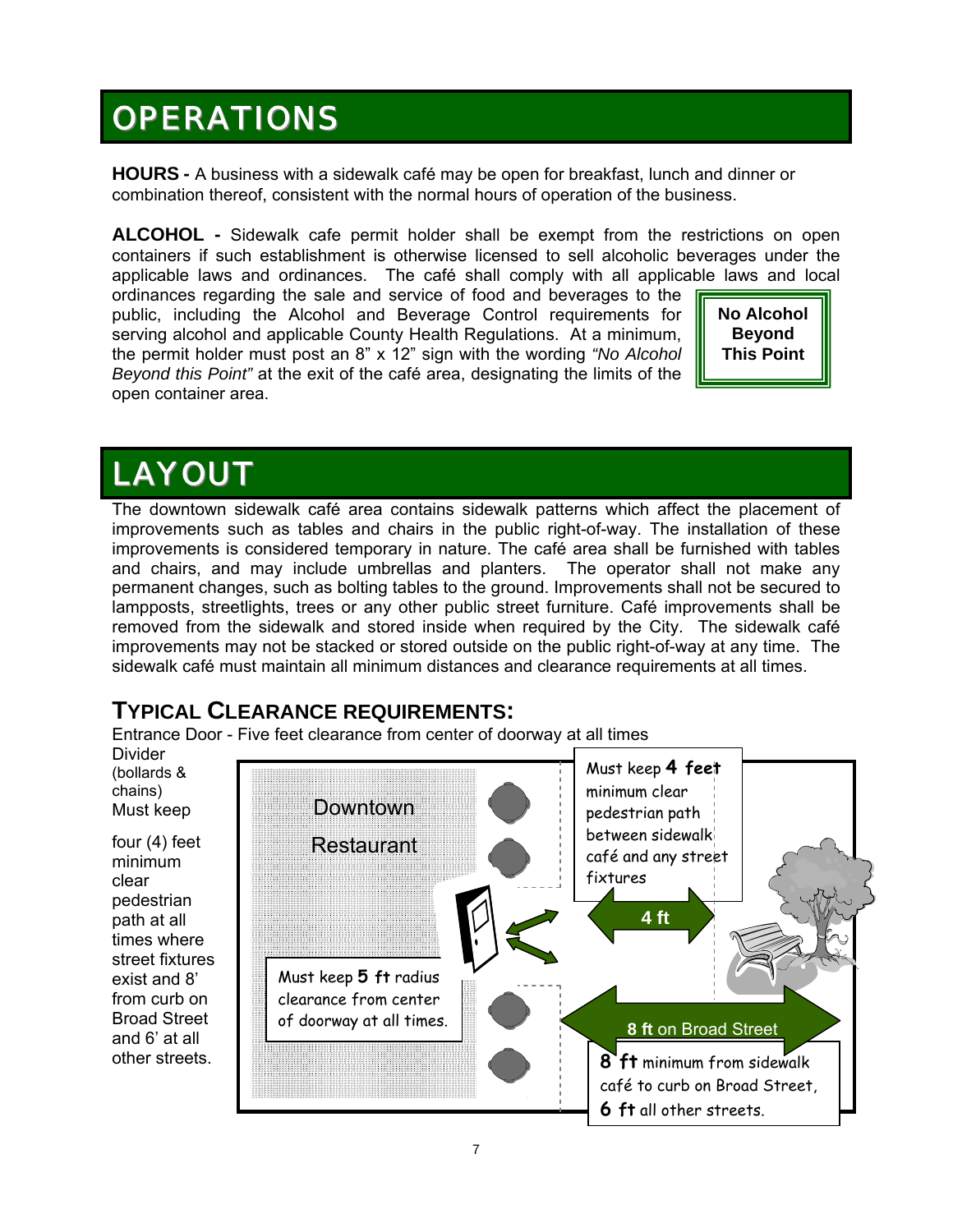# OPERATIONS

**HOURS -** A business with a sidewalk café may be open for breakfast, lunch and dinner or combination thereof, consistent with the normal hours of operation of the business.

**ALCOHOL -** Sidewalk cafe permit holder shall be exempt from the restrictions on open containers if such establishment is otherwise licensed to sell alcoholic beverages under the applicable laws and ordinances. The café shall comply with all applicable laws and local ordinances regarding the sale and service of food and beverages to the public, including the Alcohol and Beverage Control requirements for serving alcohol and applicable County Health Regulations. At a minimum, the permit holder must post an 8" x 12" sign with the wording *"No Alcohol Beyond this Point"* at the exit of the café area, designating the limits of the open container area.

**No Alcohol Beyond This Point**

# LAYOUT

The downtown sidewalk café area contains sidewalk patterns which affect the placement of improvements such as tables and chairs in the public right-of-way. The installation of these improvements is considered temporary in nature. The café area shall be furnished with tables and chairs, and may include umbrellas and planters. The operator shall not make any permanent changes, such as bolting tables to the ground. Improvements shall not be secured to lampposts, streetlights, trees or any other public street furniture. Café improvements shall be removed from the sidewalk and stored inside when required by the City. The sidewalk café improvements may not be stacked or stored outside on the public right-of-way at any time. The sidewalk café must maintain all minimum distances and clearance requirements at all times.

## TYPICAL CLEARANCE REQUIREMENTS:

Entrance Door - Five feet clearance from center of doorway at all times

Divider (bollards & chains) Must keep four (4) feet minimum clear pedestrian path at all times where street fixtures exist and 8' from curb on Broad Street and 6' at all other streets.

Downtown Restaurant

Must keep **4 feet** minimum clear pedestrian path between sidewalk café and any street fixtures

4 ft

Must keep **5 ft** radius clearance from center of doorway at all times.

8 ft on Broad Street

**8 ft** minimum from sidewalk café to curb on Broad Street, **6 ft** all other streets.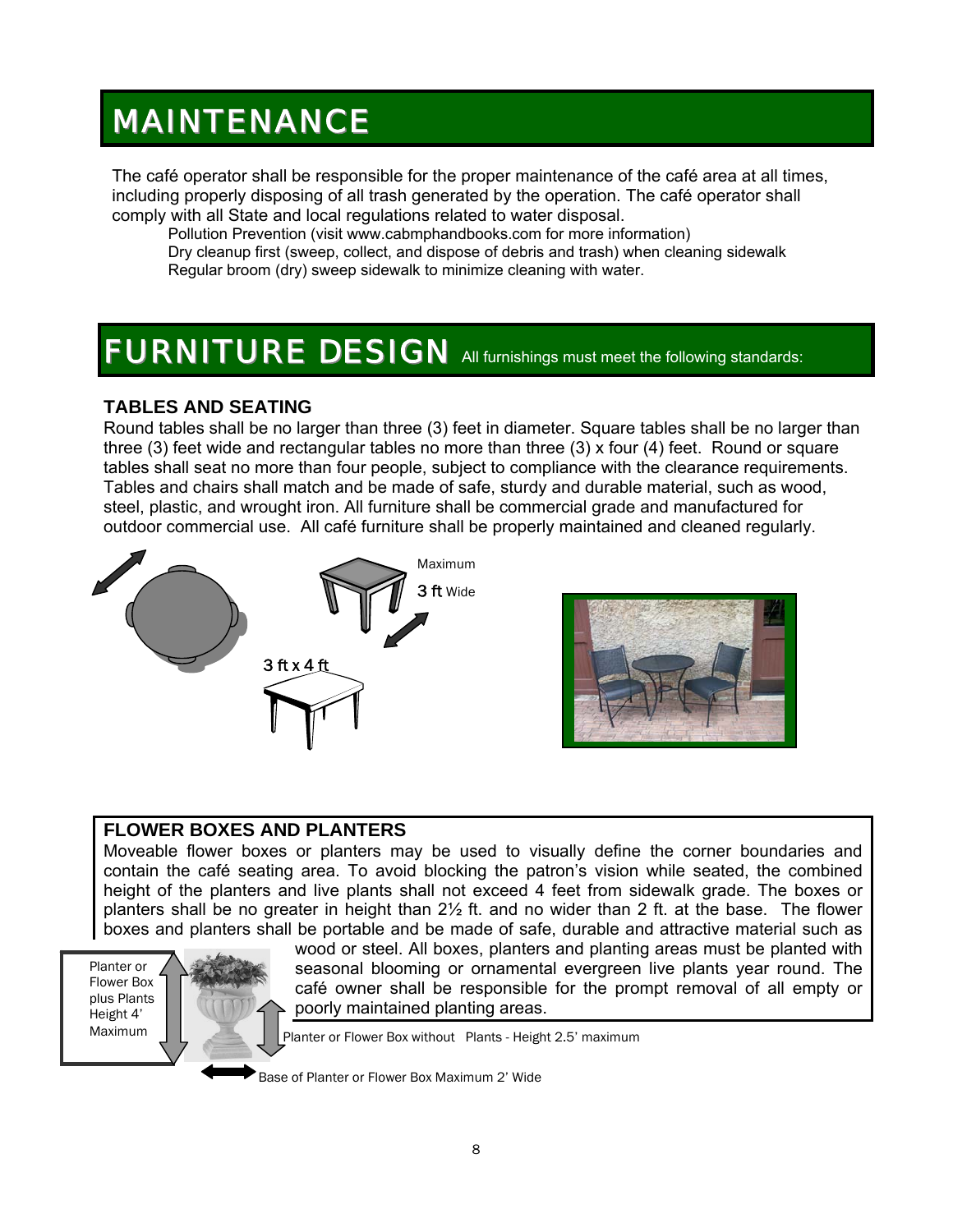# MAINTENANCE

The café operator shall be responsible for the proper maintenance of the café area at all times, including properly disposing of all trash generated by the operation. The café operator shall comply with all State and local regulations related to water disposal.

Pollution Prevention (visit www.cabmphandbooks.com for more information)
Dry cleanup first (sweep, collect, and dispose of debris and trash) when cleaning sidewalk
Regular broom (dry) sweep sidewalk to minimize cleaning with water.

# FURNITURE DESIGN

All furnishings must meet the following standards:

### TABLES AND SEATING

Round tables shall be no larger than three (3) feet in diameter. Square tables shall be no larger than three (3) feet wide and rectangular tables no more than three (3) x four (4) feet. Round or square tables shall seat no more than four people, subject to compliance with the clearance requirements. Tables and chairs shall match and be made of safe, sturdy and durable material, such as wood, steel, plastic, and wrought iron. All furniture shall be commercial grade and manufactured for outdoor commercial use. All café furniture shall be properly maintained and cleaned regularly.

Maximum 3 ft Wide

3 ft x 4 ft

### FLOWER BOXES AND PLANTERS

Moveable flower boxes or planters may be used to visually define the corner boundaries and contain the café seating area. To avoid blocking the patron's vision while seated, the combined height of the planters and live plants shall not exceed 4 feet from sidewalk grade. The boxes or planters shall be no greater in height than 2½ ft. and no wider than 2 ft. at the base. The flower boxes and planters shall be portable and be made of safe, durable and attractive material such as wood or steel. All boxes, planters and planting areas must be planted with seasonal blooming or ornamental evergreen live plants year round. The café owner shall be responsible for the prompt removal of all empty or poorly maintained planting areas.

Planter or Flower Box plus Plants Height 4' Maximum

Planter or Flower Box without Plants - Height 2.5' maximum

Base of Planter or Flower Box Maximum 2' Wide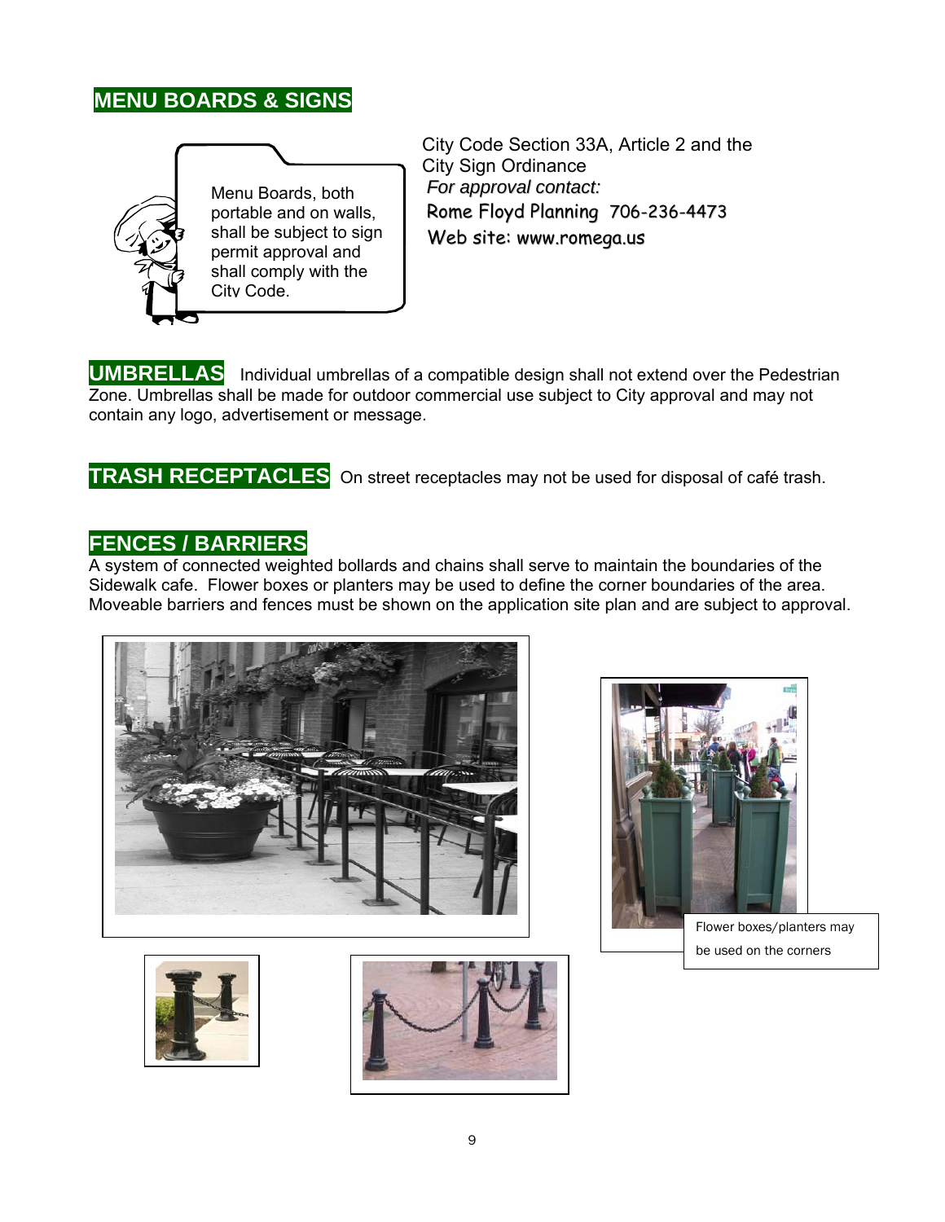## MENU BOARDS & SIGNS

Menu Boards, both portable and on walls, shall be subject to sign permit approval and shall comply with the City Code.

City Code Section 33A, Article 2 and the City Sign Ordinance

*For approval contact:*

Rome Floyd Planning 706-236-4473

Web site: www.romega.us

## UMBRELLAS

Individual umbrellas of a compatible design shall not extend over the Pedestrian Zone. Umbrellas shall be made for outdoor commercial use subject to City approval and may not contain any logo, advertisement or message.

## TRASH RECEPTACLES

On street receptacles may not be used for disposal of café trash.

## FENCES / BARRIERS

A system of connected weighted bollards and chains shall serve to maintain the boundaries of the Sidewalk cafe. Flower boxes or planters may be used to define the corner boundaries of the area. Moveable barriers and fences must be shown on the application site plan and are subject to approval.

Flower boxes/planters may be used on the corners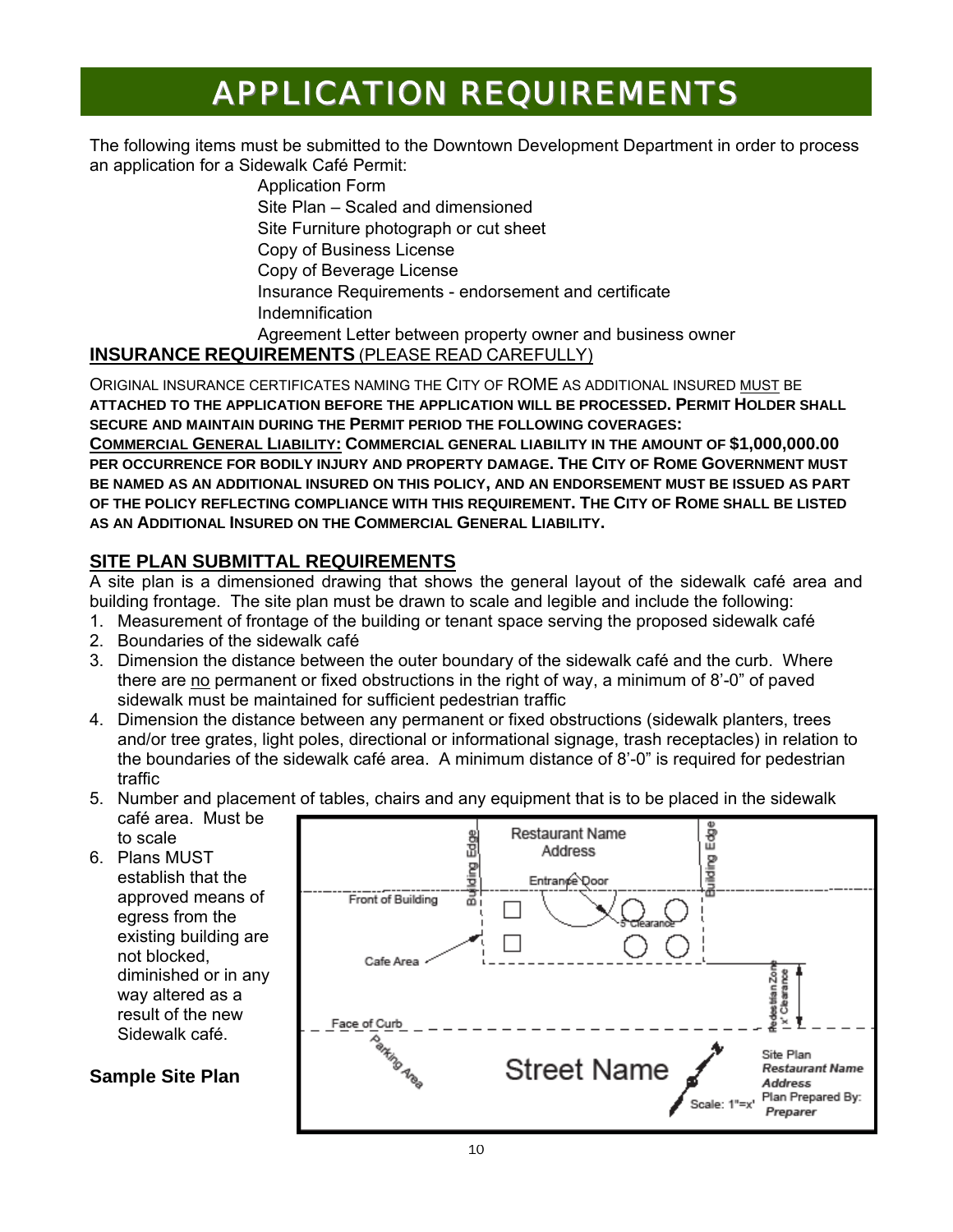# APPLICATION REQUIREMENTS

The following items must be submitted to the Downtown Development Department in order to process an application for a Sidewalk Café Permit:

- Application Form
- Site Plan – Scaled and dimensioned
- Site Furniture photograph or cut sheet
- Copy of Business License
- Copy of Beverage License
- Insurance Requirements - endorsement and certificate
- Indemnification
- Agreement Letter between property owner and business owner

## INSURANCE REQUIREMENTS (PLEASE READ CAREFULLY)

ORIGINAL INSURANCE CERTIFICATES NAMING THE CITY OF ROME AS ADDITIONAL INSURED MUST BE **ATTACHED TO THE APPLICATION BEFORE THE APPLICATION WILL BE PROCESSED. PERMIT HOLDER SHALL SECURE AND MAINTAIN DURING THE PERMIT PERIOD THE FOLLOWING COVERAGES:**

**COMMERCIAL GENERAL LIABILITY: COMMERCIAL GENERAL LIABILITY IN THE AMOUNT OF $1,000,000.00 PER OCCURRENCE FOR BODILY INJURY AND PROPERTY DAMAGE. THE CITY OF ROME GOVERNMENT MUST BE NAMED AS AN ADDITIONAL INSURED ON THIS POLICY, AND AN ENDORSEMENT MUST BE ISSUED AS PART OF THE POLICY REFLECTING COMPLIANCE WITH THIS REQUIREMENT. THE CITY OF ROME SHALL BE LISTED AS AN ADDITIONAL INSURED ON THE COMMERCIAL GENERAL LIABILITY.**

## SITE PLAN SUBMITTAL REQUIREMENTS

A site plan is a dimensioned drawing that shows the general layout of the sidewalk café area and building frontage. The site plan must be drawn to scale and legible and include the following:

1. Measurement of frontage of the building or tenant space serving the proposed sidewalk café
2. Boundaries of the sidewalk café
3. Dimension the distance between the outer boundary of the sidewalk café and the curb. Where there are no permanent or fixed obstructions in the right of way, a minimum of 8'-0" of paved sidewalk must be maintained for sufficient pedestrian traffic
4. Dimension the distance between any permanent or fixed obstructions (sidewalk planters, trees and/or tree grates, light poles, directional or informational signage, trash receptacles) in relation to the boundaries of the sidewalk café area. A minimum distance of 8'-0" is required for pedestrian traffic
5. Number and placement of tables, chairs and any equipment that is to be placed in the sidewalk café area. Must be to scale
6. Plans MUST establish that the approved means of egress from the existing building are not blocked, diminished or in any way altered as a result of the new Sidewalk café.

**Sample Site Plan**

Restaurant Name
Address
Building Edge
Building Edge
Entrance Door
Front of Building
5' Clearance
Cafe Area
Pedestrian Zone x' Clearance
Face of Curb
Parking Area
Street Name
Scale: 1"=x'
Site Plan
*Restaurant Name*
*Address*
Plan Prepared By:
*Preparer*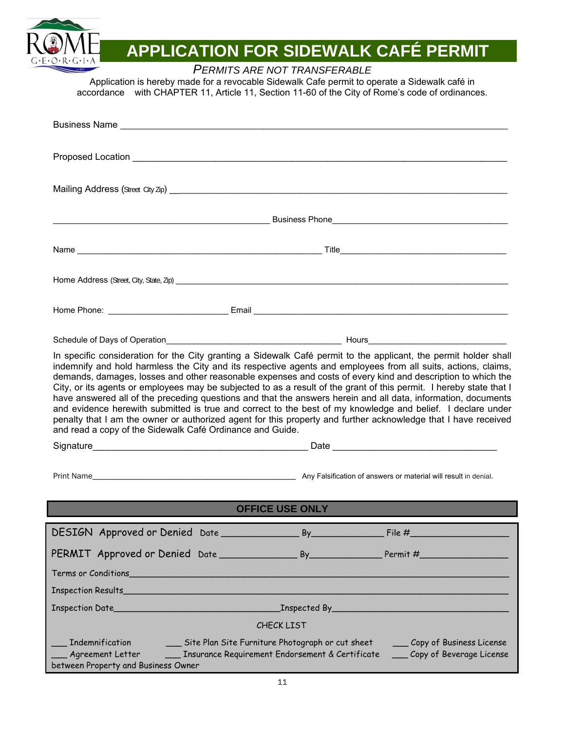# APPLICATION FOR SIDEWALK CAFÉ PERMIT

*PERMITS ARE NOT TRANSFERABLE*

Application is hereby made for a revocable Sidewalk Cafe permit to operate a Sidewalk café in accordance with CHAPTER 11, Article 11, Section 11-60 of the City of Rome's code of ordinances.

Business Name ______________________________________________

Proposed Location ______________________________________________

Mailing Address (Street City Zip) ______________________________________________

______________________________ Business Phone ______________________________

Name ______________________________ Title ______________________________

Home Address (Street, City, State, Zip) ______________________________________________

Home Phone: ______________________ Email ______________________________

Schedule of Days of Operation ______________________________ Hours ______________________

In specific consideration for the City granting a Sidewalk Café permit to the applicant, the permit holder shall indemnify and hold harmless the City and its respective agents and employees from all suits, actions, claims, demands, damages, losses and other reasonable expenses and costs of every kind and description to which the City, or its agents or employees may be subjected to as a result of the grant of this permit. I hereby state that I have answered all of the preceding questions and that the answers herein and all data, information, documents and evidence herewith submitted is true and correct to the best of my knowledge and belief. I declare under penalty that I am the owner or authorized agent for this property and further acknowledge that I have received and read a copy of the Sidewalk Café Ordinance and Guide.

Signature ______________________________ Date ______________________

Print Name ______________________________ Any Falsification of answers or material will result in denial.

## OFFICE USE ONLY

DESIGN Approved or Denied Date ______________ By ______________ File # ______________

PERMIT Approved or Denied Date ______________ By ______________ Permit # ______________

Terms or Conditions ______________________________________________

Inspection Results ______________________________________________

Inspection Date ______________________ Inspected By ______________________

CHECK LIST

___ Indemnification ___ Site Plan Site Furniture Photograph or cut sheet ___ Copy of Business License

___ Agreement Letter between Property and Business Owner ___ Insurance Requirement Endorsement & Certificate ___ Copy of Beverage License